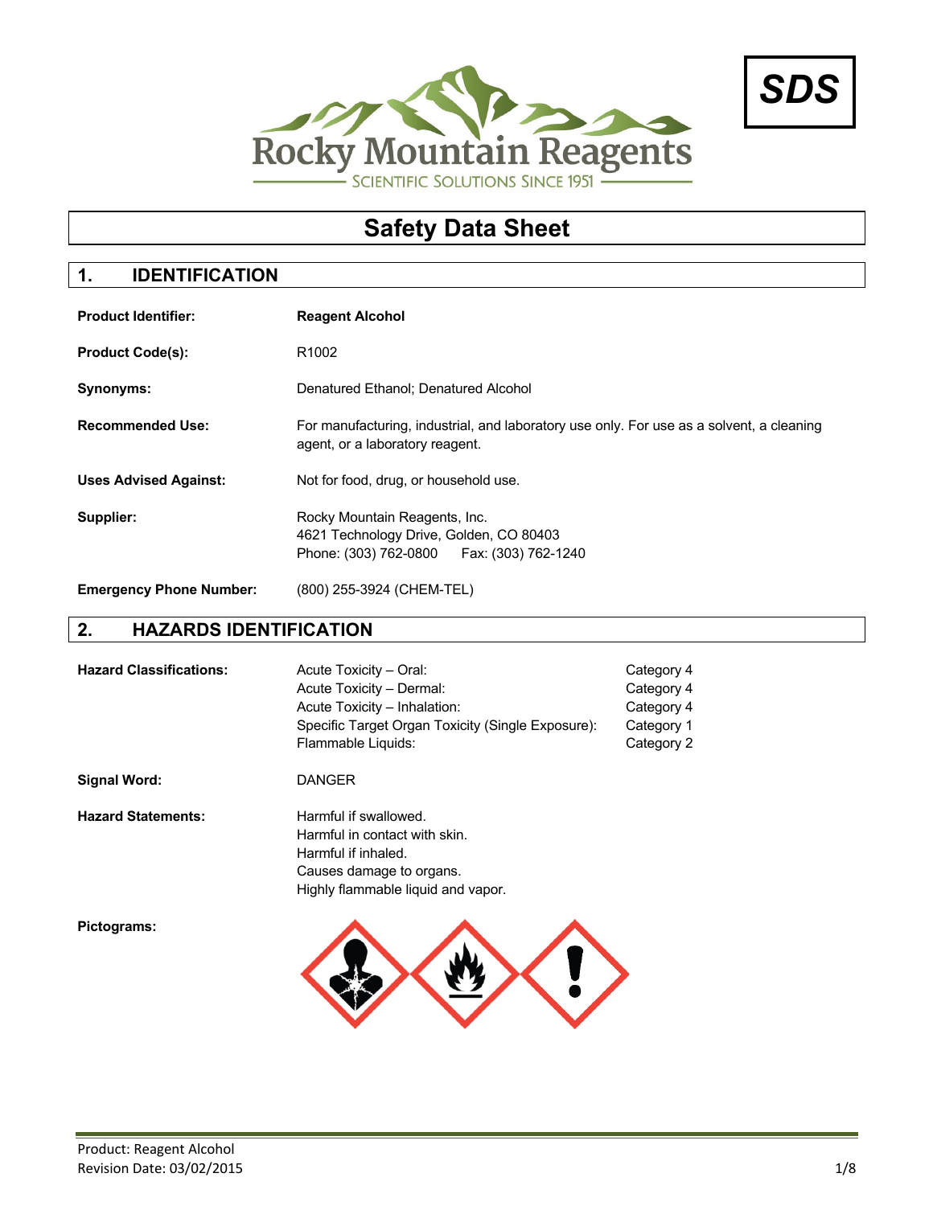Rocky Mountain Reagents
SCIENTIFIC SOLUTIONS SINCE 1951

**SDS**

# Safety Data Sheet

## 1. IDENTIFICATION

**Product Identifier:** **Reagent Alcohol**

**Product Code(s):** R1002

**Synonyms:** Denatured Ethanol; Denatured Alcohol

**Recommended Use:** For manufacturing, industrial, and laboratory use only. For use as a solvent, a cleaning agent, or a laboratory reagent.

**Uses Advised Against:** Not for food, drug, or household use.

**Supplier:** Rocky Mountain Reagents, Inc.
4621 Technology Drive, Golden, CO 80403
Phone: (303) 762-0800 Fax: (303) 762-1240

**Emergency Phone Number:** (800) 255-3924 (CHEM-TEL)

## 2. HAZARDS IDENTIFICATION

**Hazard Classifications:**

| | |
|---|---|
| Acute Toxicity – Oral: | Category 4 |
| Acute Toxicity – Dermal: | Category 4 |
| Acute Toxicity – Inhalation: | Category 4 |
| Specific Target Organ Toxicity (Single Exposure): | Category 1 |
| Flammable Liquids: | Category 2 |

**Signal Word:** DANGER

**Hazard Statements:**
Harmful if swallowed.
Harmful in contact with skin.
Harmful if inhaled.
Causes damage to organs.
Highly flammable liquid and vapor.

**Pictograms:**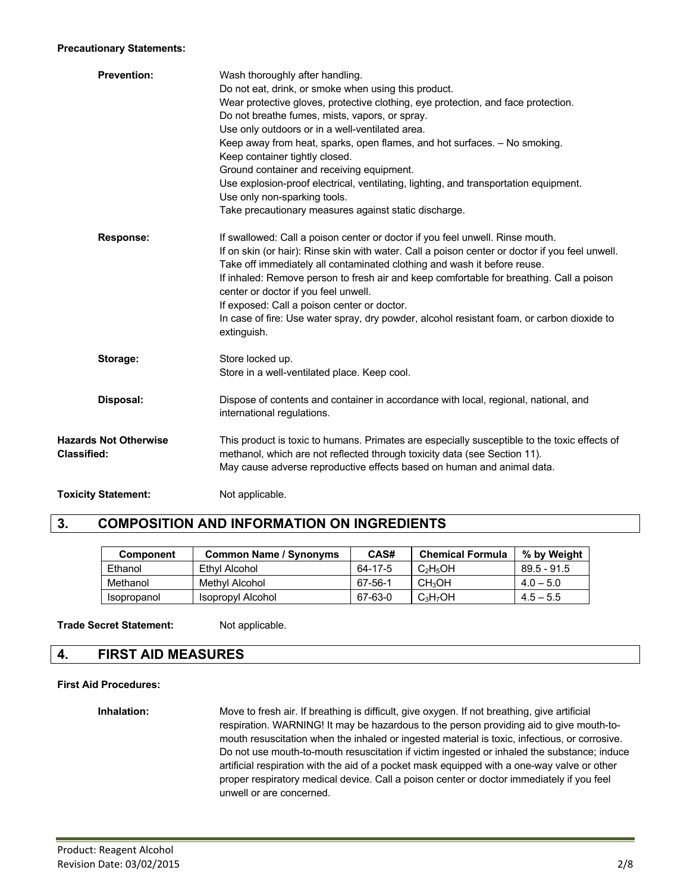**Precautionary Statements:**

**Prevention:**

Wash thoroughly after handling.
Do not eat, drink, or smoke when using this product.
Wear protective gloves, protective clothing, eye protection, and face protection.
Do not breathe fumes, mists, vapors, or spray.
Use only outdoors or in a well-ventilated area.
Keep away from heat, sparks, open flames, and hot surfaces. – No smoking.
Keep container tightly closed.
Ground container and receiving equipment.
Use explosion-proof electrical, ventilating, lighting, and transportation equipment.
Use only non-sparking tools.
Take precautionary measures against static discharge.

**Response:**

If swallowed: Call a poison center or doctor if you feel unwell. Rinse mouth.
If on skin (or hair): Rinse skin with water. Call a poison center or doctor if you feel unwell. Take off immediately all contaminated clothing and wash it before reuse.
If inhaled: Remove person to fresh air and keep comfortable for breathing. Call a poison center or doctor if you feel unwell.
If exposed: Call a poison center or doctor.
In case of fire: Use water spray, dry powder, alcohol resistant foam, or carbon dioxide to extinguish.

**Storage:**

Store locked up.
Store in a well-ventilated place. Keep cool.

**Disposal:**

Dispose of contents and container in accordance with local, regional, national, and international regulations.

**Hazards Not Otherwise Classified:**

This product is toxic to humans. Primates are especially susceptible to the toxic effects of methanol, which are not reflected through toxicity data (see Section 11).
May cause adverse reproductive effects based on human and animal data.

**Toxicity Statement:** Not applicable.

## 3. COMPOSITION AND INFORMATION ON INGREDIENTS

| Component | Common Name / Synonyms | CAS# | Chemical Formula | % by Weight |
|---|---|---|---|---|
| Ethanol | Ethyl Alcohol | 64-17-5 | $C_2H_5OH$ | 89.5 - 91.5 |
| Methanol | Methyl Alcohol | 67-56-1 | $CH_3OH$ | 4.0 – 5.0 |
| Isopropanol | Isopropyl Alcohol | 67-63-0 | $C_3H_7OH$ | 4.5 – 5.5 |

**Trade Secret Statement:** Not applicable.

## 4. FIRST AID MEASURES

**First Aid Procedures:**

**Inhalation:**

Move to fresh air. If breathing is difficult, give oxygen. If not breathing, give artificial respiration. WARNING! It may be hazardous to the person providing aid to give mouth-to-mouth resuscitation when the inhaled or ingested material is toxic, infectious, or corrosive. Do not use mouth-to-mouth resuscitation if victim ingested or inhaled the substance; induce artificial respiration with the aid of a pocket mask equipped with a one-way valve or other proper respiratory medical device. Call a poison center or doctor immediately if you feel unwell or are concerned.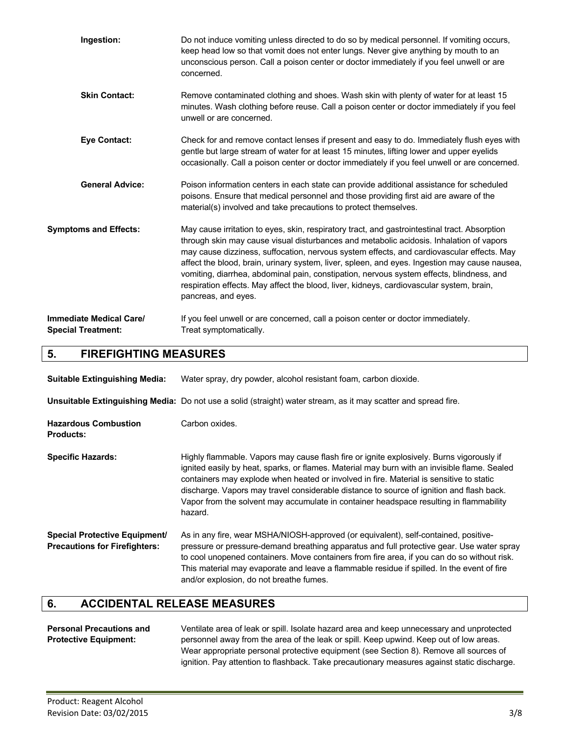**Ingestion:** Do not induce vomiting unless directed to do so by medical personnel. If vomiting occurs, keep head low so that vomit does not enter lungs. Never give anything by mouth to an unconscious person. Call a poison center or doctor immediately if you feel unwell or are concerned.

**Skin Contact:** Remove contaminated clothing and shoes. Wash skin with plenty of water for at least 15 minutes. Wash clothing before reuse. Call a poison center or doctor immediately if you feel unwell or are concerned.

**Eye Contact:** Check for and remove contact lenses if present and easy to do. Immediately flush eyes with gentle but large stream of water for at least 15 minutes, lifting lower and upper eyelids occasionally. Call a poison center or doctor immediately if you feel unwell or are concerned.

**General Advice:** Poison information centers in each state can provide additional assistance for scheduled poisons. Ensure that medical personnel and those providing first aid are aware of the material(s) involved and take precautions to protect themselves.

**Symptoms and Effects:** May cause irritation to eyes, skin, respiratory tract, and gastrointestinal tract. Absorption through skin may cause visual disturbances and metabolic acidosis. Inhalation of vapors may cause dizziness, suffocation, nervous system effects, and cardiovascular effects. May affect the blood, brain, urinary system, liver, spleen, and eyes. Ingestion may cause nausea, vomiting, diarrhea, abdominal pain, constipation, nervous system effects, blindness, and respiration effects. May affect the blood, liver, kidneys, cardiovascular system, brain, pancreas, and eyes.

**Immediate Medical Care/ Special Treatment:** If you feel unwell or are concerned, call a poison center or doctor immediately. Treat symptomatically.

## 5. FIREFIGHTING MEASURES

**Suitable Extinguishing Media:** Water spray, dry powder, alcohol resistant foam, carbon dioxide.

**Unsuitable Extinguishing Media:** Do not use a solid (straight) water stream, as it may scatter and spread fire.

**Hazardous Combustion Products:** Carbon oxides.

**Specific Hazards:** Highly flammable. Vapors may cause flash fire or ignite explosively. Burns vigorously if ignited easily by heat, sparks, or flames. Material may burn with an invisible flame. Sealed containers may explode when heated or involved in fire. Material is sensitive to static discharge. Vapors may travel considerable distance to source of ignition and flash back. Vapor from the solvent may accumulate in container headspace resulting in flammability hazard.

**Special Protective Equipment/ Precautions for Firefighters:** As in any fire, wear MSHA/NIOSH-approved (or equivalent), self-contained, positive-pressure or pressure-demand breathing apparatus and full protective gear. Use water spray to cool unopened containers. Move containers from fire area, if you can do so without risk. This material may evaporate and leave a flammable residue if spilled. In the event of fire and/or explosion, do not breathe fumes.

## 6. ACCIDENTAL RELEASE MEASURES

**Personal Precautions and Protective Equipment:** Ventilate area of leak or spill. Isolate hazard area and keep unnecessary and unprotected personnel away from the area of the leak or spill. Keep upwind. Keep out of low areas. Wear appropriate personal protective equipment (see Section 8). Remove all sources of ignition. Pay attention to flashback. Take precautionary measures against static discharge.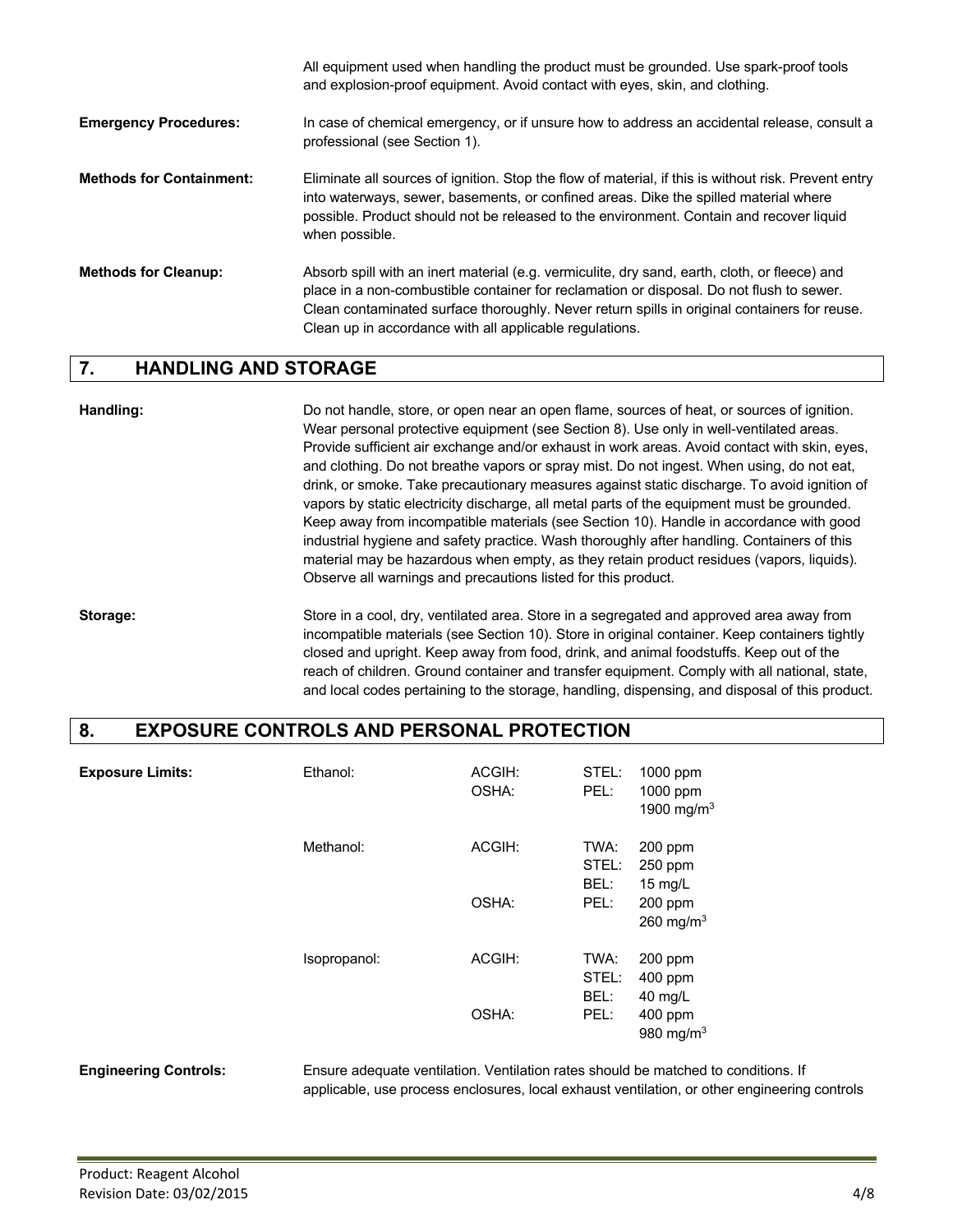All equipment used when handling the product must be grounded. Use spark-proof tools and explosion-proof equipment. Avoid contact with eyes, skin, and clothing.

**Emergency Procedures:** In case of chemical emergency, or if unsure how to address an accidental release, consult a professional (see Section 1).

**Methods for Containment:** Eliminate all sources of ignition. Stop the flow of material, if this is without risk. Prevent entry into waterways, sewer, basements, or confined areas. Dike the spilled material where possible. Product should not be released to the environment. Contain and recover liquid when possible.

**Methods for Cleanup:** Absorb spill with an inert material (e.g. vermiculite, dry sand, earth, cloth, or fleece) and place in a non-combustible container for reclamation or disposal. Do not flush to sewer. Clean contaminated surface thoroughly. Never return spills in original containers for reuse. Clean up in accordance with all applicable regulations.

## 7. HANDLING AND STORAGE

**Handling:** Do not handle, store, or open near an open flame, sources of heat, or sources of ignition. Wear personal protective equipment (see Section 8). Use only in well-ventilated areas. Provide sufficient air exchange and/or exhaust in work areas. Avoid contact with skin, eyes, and clothing. Do not breathe vapors or spray mist. Do not ingest. When using, do not eat, drink, or smoke. Take precautionary measures against static discharge. To avoid ignition of vapors by static electricity discharge, all metal parts of the equipment must be grounded. Keep away from incompatible materials (see Section 10). Handle in accordance with good industrial hygiene and safety practice. Wash thoroughly after handling. Containers of this material may be hazardous when empty, as they retain product residues (vapors, liquids). Observe all warnings and precautions listed for this product.

**Storage:** Store in a cool, dry, ventilated area. Store in a segregated and approved area away from incompatible materials (see Section 10). Store in original container. Keep containers tightly closed and upright. Keep away from food, drink, and animal foodstuffs. Keep out of the reach of children. Ground container and transfer equipment. Comply with all national, state, and local codes pertaining to the storage, handling, dispensing, and disposal of this product.

## 8. EXPOSURE CONTROLS AND PERSONAL PROTECTION

**Exposure Limits:**

| Substance | Agency | Type | Limit |
|---|---|---|---|
| Ethanol: | ACGIH: | STEL: | 1000 ppm |
| | OSHA: | PEL: | 1000 ppm |
| | | | 1900 mg/m$^3$ |
| Methanol: | ACGIH: | TWA: | 200 ppm |
| | | STEL: | 250 ppm |
| | | BEL: | 15 mg/L |
| | OSHA: | PEL: | 200 ppm |
| | | | 260 mg/m$^3$ |
| Isopropanol: | ACGIH: | TWA: | 200 ppm |
| | | STEL: | 400 ppm |
| | | BEL: | 40 mg/L |
| | OSHA: | PEL: | 400 ppm |
| | | | 980 mg/m$^3$ |

**Engineering Controls:** Ensure adequate ventilation. Ventilation rates should be matched to conditions. If applicable, use process enclosures, local exhaust ventilation, or other engineering controls

Product: Reagent Alcohol
Revision Date: 03/02/2015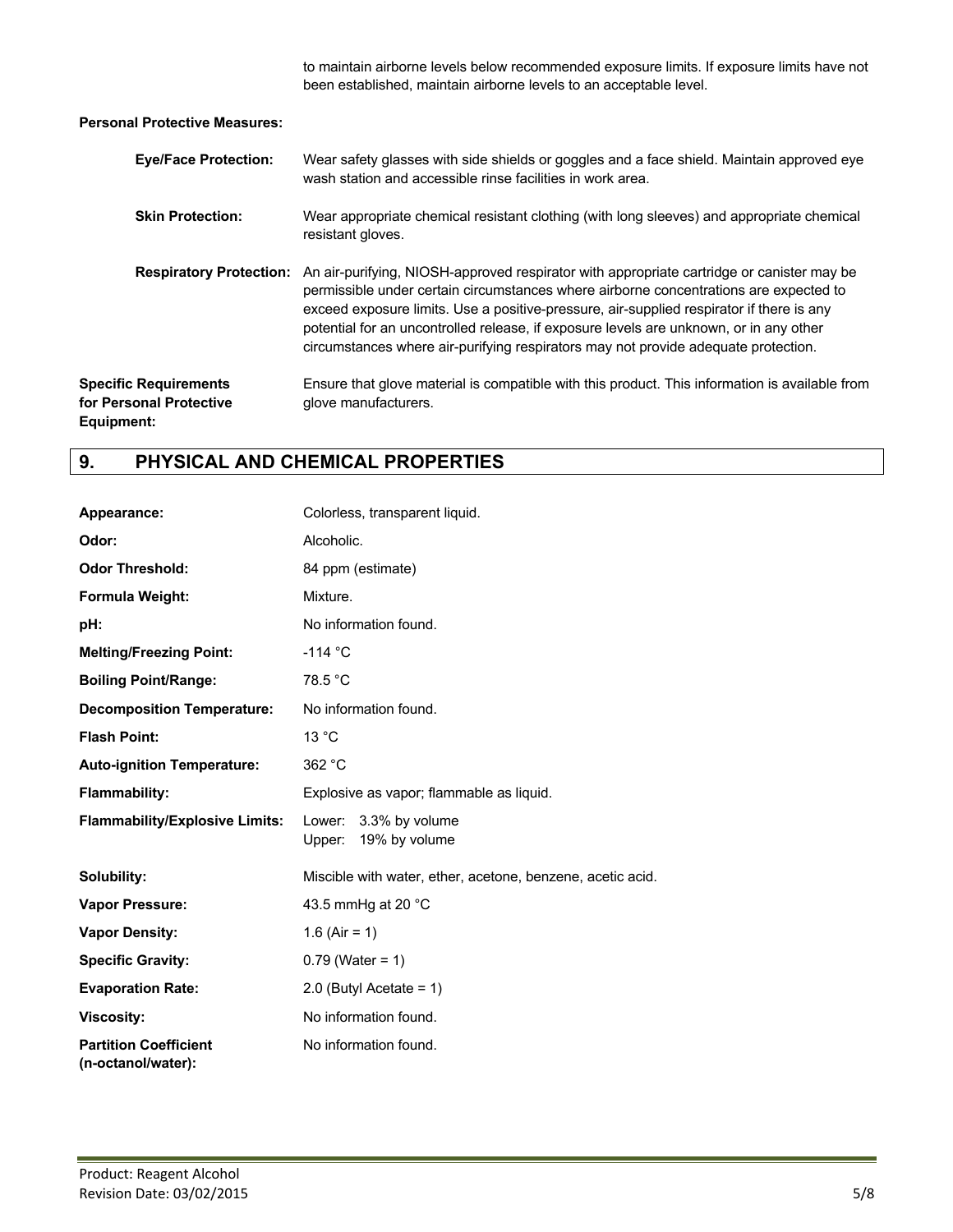to maintain airborne levels below recommended exposure limits. If exposure limits have not been established, maintain airborne levels to an acceptable level.

**Personal Protective Measures:**

| | |
|---|---|
| **Eye/Face Protection:** | Wear safety glasses with side shields or goggles and a face shield. Maintain approved eye wash station and accessible rinse facilities in work area. |
| **Skin Protection:** | Wear appropriate chemical resistant clothing (with long sleeves) and appropriate chemical resistant gloves. |
| **Respiratory Protection:** | An air-purifying, NIOSH-approved respirator with appropriate cartridge or canister may be permissible under certain circumstances where airborne concentrations are expected to exceed exposure limits. Use a positive-pressure, air-supplied respirator if there is any potential for an uncontrolled release, if exposure levels are unknown, or in any other circumstances where air-purifying respirators may not provide adequate protection. |
| **Specific Requirements for Personal Protective Equipment:** | Ensure that glove material is compatible with this product. This information is available from glove manufacturers. |

## 9. PHYSICAL AND CHEMICAL PROPERTIES

| | |
|---|---|
| **Appearance:** | Colorless, transparent liquid. |
| **Odor:** | Alcoholic. |
| **Odor Threshold:** | 84 ppm (estimate) |
| **Formula Weight:** | Mixture. |
| **pH:** | No information found. |
| **Melting/Freezing Point:** | -114 °C |
| **Boiling Point/Range:** | 78.5 °C |
| **Decomposition Temperature:** | No information found. |
| **Flash Point:** | 13 °C |
| **Auto-ignition Temperature:** | 362 °C |
| **Flammability:** | Explosive as vapor; flammable as liquid. |
| **Flammability/Explosive Limits:** | Lower: 3.3% by volume<br>Upper: 19% by volume |
| **Solubility:** | Miscible with water, ether, acetone, benzene, acetic acid. |
| **Vapor Pressure:** | 43.5 mmHg at 20 °C |
| **Vapor Density:** | 1.6 (Air = 1) |
| **Specific Gravity:** | 0.79 (Water = 1) |
| **Evaporation Rate:** | 2.0 (Butyl Acetate = 1) |
| **Viscosity:** | No information found. |
| **Partition Coefficient (n-octanol/water):** | No information found. |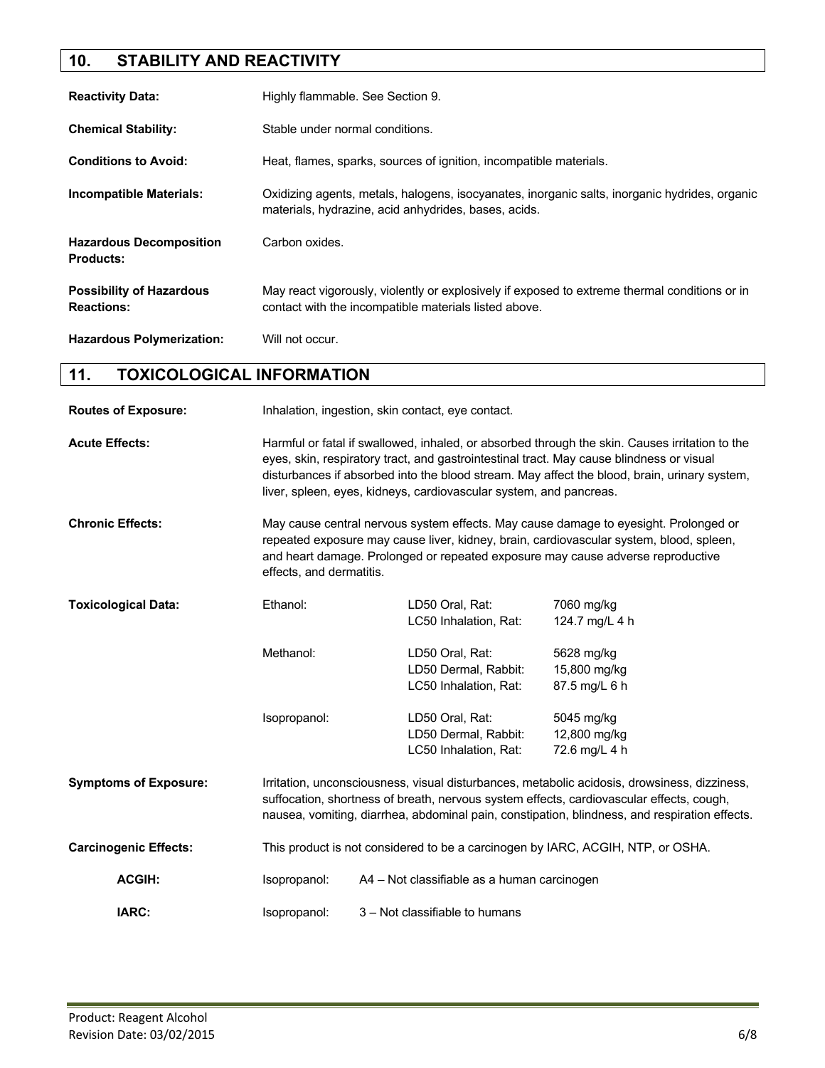## 10. STABILITY AND REACTIVITY

**Reactivity Data:** Highly flammable. See Section 9.

**Chemical Stability:** Stable under normal conditions.

**Conditions to Avoid:** Heat, flames, sparks, sources of ignition, incompatible materials.

**Incompatible Materials:** Oxidizing agents, metals, halogens, isocyanates, inorganic salts, inorganic hydrides, organic materials, hydrazine, acid anhydrides, bases, acids.

**Hazardous Decomposition Products:** Carbon oxides.

**Possibility of Hazardous Reactions:** May react vigorously, violently or explosively if exposed to extreme thermal conditions or in contact with the incompatible materials listed above.

**Hazardous Polymerization:** Will not occur.

## 11. TOXICOLOGICAL INFORMATION

**Routes of Exposure:** Inhalation, ingestion, skin contact, eye contact.

**Acute Effects:** Harmful or fatal if swallowed, inhaled, or absorbed through the skin. Causes irritation to the eyes, skin, respiratory tract, and gastrointestinal tract. May cause blindness or visual disturbances if absorbed into the blood stream. May affect the blood, brain, urinary system, liver, spleen, eyes, kidneys, cardiovascular system, and pancreas.

**Chronic Effects:** May cause central nervous system effects. May cause damage to eyesight. Prolonged or repeated exposure may cause liver, kidney, brain, cardiovascular system, blood, spleen, and heart damage. Prolonged or repeated exposure may cause adverse reproductive effects, and dermatitis.

**Toxicological Data:**

| Substance | Test | Value |
|---|---|---|
| Ethanol: | LD50 Oral, Rat: | 7060 mg/kg |
| | LC50 Inhalation, Rat: | 124.7 mg/L 4 h |
| Methanol: | LD50 Oral, Rat: | 5628 mg/kg |
| | LD50 Dermal, Rabbit: | 15,800 mg/kg |
| | LC50 Inhalation, Rat: | 87.5 mg/L 6 h |
| Isopropanol: | LD50 Oral, Rat: | 5045 mg/kg |
| | LD50 Dermal, Rabbit: | 12,800 mg/kg |
| | LC50 Inhalation, Rat: | 72.6 mg/L 4 h |

**Symptoms of Exposure:** Irritation, unconsciousness, visual disturbances, metabolic acidosis, drowsiness, dizziness, suffocation, shortness of breath, nervous system effects, cardiovascular effects, cough, nausea, vomiting, diarrhea, abdominal pain, constipation, blindness, and respiration effects.

**Carcinogenic Effects:** This product is not considered to be a carcinogen by IARC, ACGIH, NTP, or OSHA.

**ACGIH:** Isopropanol: A4 – Not classifiable as a human carcinogen

**IARC:** Isopropanol: 3 – Not classifiable to humans

Product: Reagent Alcohol
Revision Date: 03/02/2015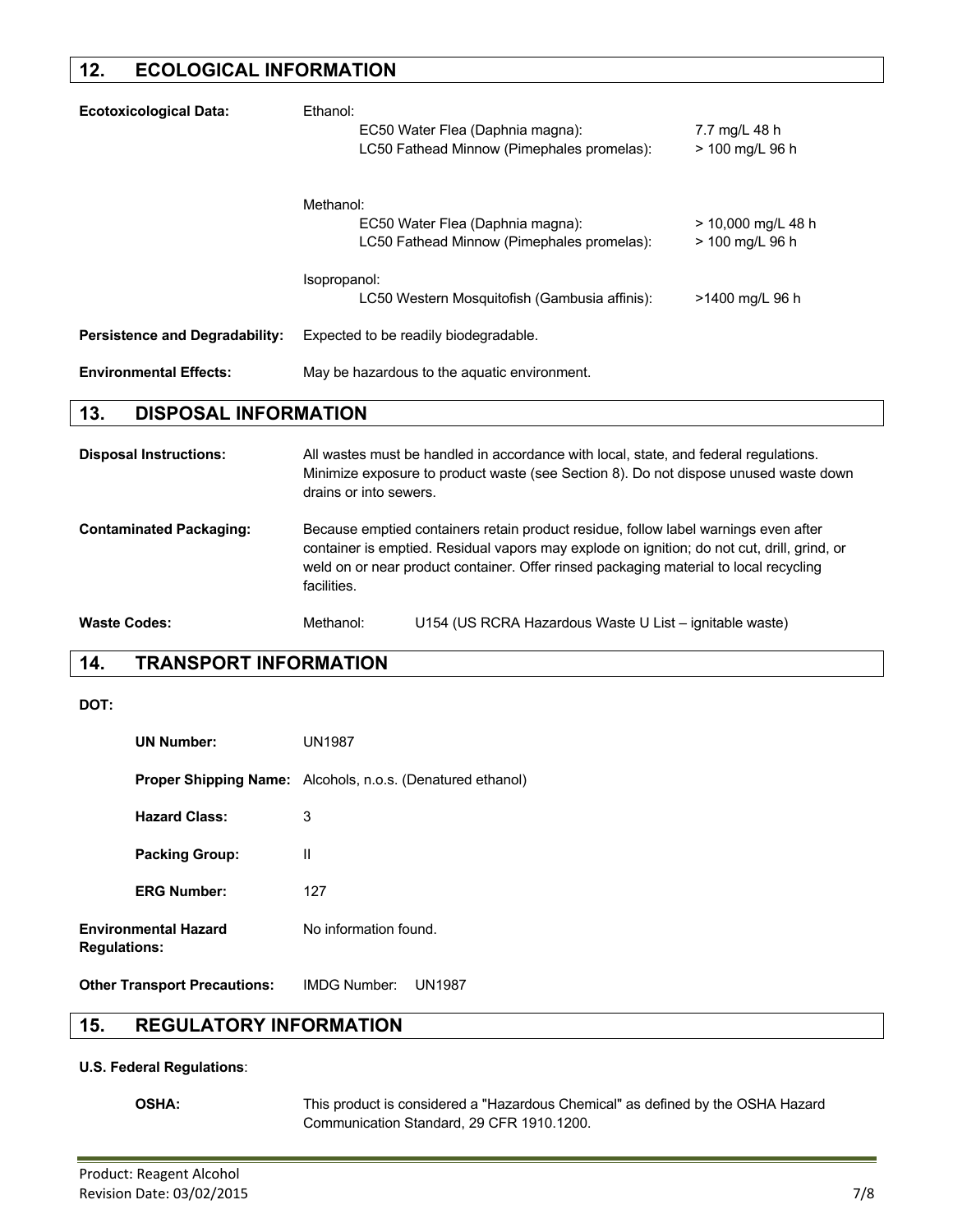## 12. ECOLOGICAL INFORMATION

**Ecotoxicological Data:**

Ethanol:

| | |
|---|---|
| EC50 Water Flea (Daphnia magna): | 7.7 mg/L 48 h |
| LC50 Fathead Minnow (Pimephales promelas): | > 100 mg/L 96 h |

Methanol:

| | |
|---|---|
| EC50 Water Flea (Daphnia magna): | > 10,000 mg/L 48 h |
| LC50 Fathead Minnow (Pimephales promelas): | > 100 mg/L 96 h |

Isopropanol:

| | |
|---|---|
| LC50 Western Mosquitofish (Gambusia affinis): | >1400 mg/L 96 h |

**Persistence and Degradability:** Expected to be readily biodegradable.

**Environmental Effects:** May be hazardous to the aquatic environment.

## 13. DISPOSAL INFORMATION

**Disposal Instructions:** All wastes must be handled in accordance with local, state, and federal regulations. Minimize exposure to product waste (see Section 8). Do not dispose unused waste down drains or into sewers.

**Contaminated Packaging:** Because emptied containers retain product residue, follow label warnings even after container is emptied. Residual vapors may explode on ignition; do not cut, drill, grind, or weld on or near product container. Offer rinsed packaging material to local recycling facilities.

**Waste Codes:** Methanol: U154 (US RCRA Hazardous Waste U List – ignitable waste)

## 14. TRANSPORT INFORMATION

**DOT:**

**UN Number:** UN1987

**Proper Shipping Name:** Alcohols, n.o.s. (Denatured ethanol)

**Hazard Class:** 3

**Packing Group:** II

**ERG Number:** 127

**Environmental Hazard Regulations:** No information found.

**Other Transport Precautions:** IMDG Number: UN1987

## 15. REGULATORY INFORMATION

**U.S. Federal Regulations**:

**OSHA:** This product is considered a "Hazardous Chemical" as defined by the OSHA Hazard Communication Standard, 29 CFR 1910.1200.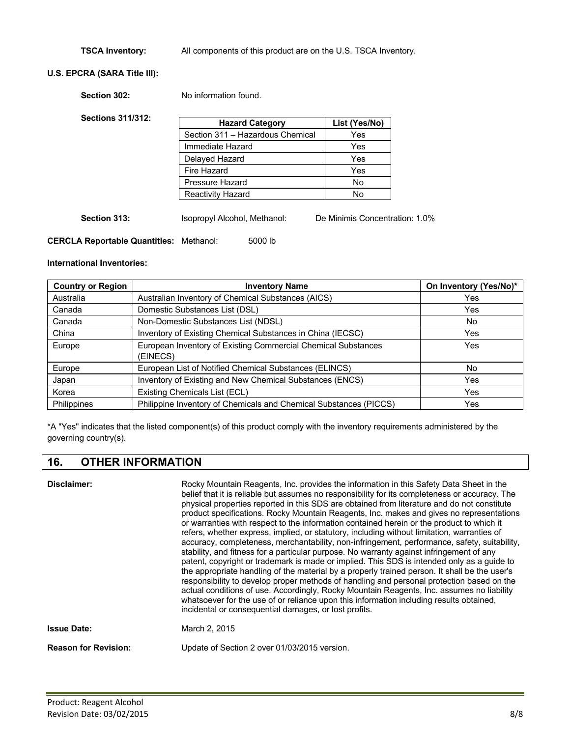**TSCA Inventory:** All components of this product are on the U.S. TSCA Inventory.

**U.S. EPCRA (SARA Title III):**

**Section 302:** No information found.

**Sections 311/312:**

| Hazard Category | List (Yes/No) |
|---|---|
| Section 311 – Hazardous Chemical | Yes |
| Immediate Hazard | Yes |
| Delayed Hazard | Yes |
| Fire Hazard | Yes |
| Pressure Hazard | No |
| Reactivity Hazard | No |

**Section 313:** Isopropyl Alcohol, Methanol: De Minimis Concentration: 1.0%

**CERCLA Reportable Quantities:** Methanol: 5000 lb

**International Inventories:**

| Country or Region | Inventory Name | On Inventory (Yes/No)* |
|---|---|---|
| Australia | Australian Inventory of Chemical Substances (AICS) | Yes |
| Canada | Domestic Substances List (DSL) | Yes |
| Canada | Non-Domestic Substances List (NDSL) | No |
| China | Inventory of Existing Chemical Substances in China (IECSC) | Yes |
| Europe | European Inventory of Existing Commercial Chemical Substances (EINECS) | Yes |
| Europe | European List of Notified Chemical Substances (ELINCS) | No |
| Japan | Inventory of Existing and New Chemical Substances (ENCS) | Yes |
| Korea | Existing Chemicals List (ECL) | Yes |
| Philippines | Philippine Inventory of Chemicals and Chemical Substances (PICCS) | Yes |

*A "Yes" indicates that the listed component(s) of this product comply with the inventory requirements administered by the governing country(s).

## 16. OTHER INFORMATION

**Disclaimer:** Rocky Mountain Reagents, Inc. provides the information in this Safety Data Sheet in the belief that it is reliable but assumes no responsibility for its completeness or accuracy. The physical properties reported in this SDS are obtained from literature and do not constitute product specifications. Rocky Mountain Reagents, Inc. makes and gives no representations or warranties with respect to the information contained herein or the product to which it refers, whether express, implied, or statutory, including without limitation, warranties of accuracy, completeness, merchantability, non-infringement, performance, safety, suitability, stability, and fitness for a particular purpose. No warranty against infringement of any patent, copyright or trademark is made or implied. This SDS is intended only as a guide to the appropriate handling of the material by a properly trained person. It shall be the user's responsibility to develop proper methods of handling and personal protection based on the actual conditions of use. Accordingly, Rocky Mountain Reagents, Inc. assumes no liability whatsoever for the use of or reliance upon this information including results obtained, incidental or consequential damages, or lost profits.

**Issue Date:** March 2, 2015

**Reason for Revision:** Update of Section 2 over 01/03/2015 version.